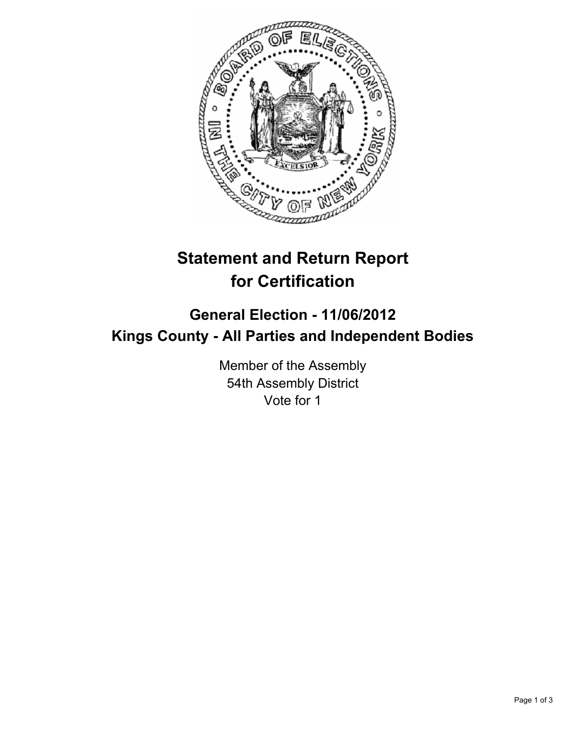# Statement and Return Report for Certification

## General Election - 11/06/2012
## Kings County - All Parties and Independent Bodies

Member of the Assembly
54th Assembly District
Vote for 1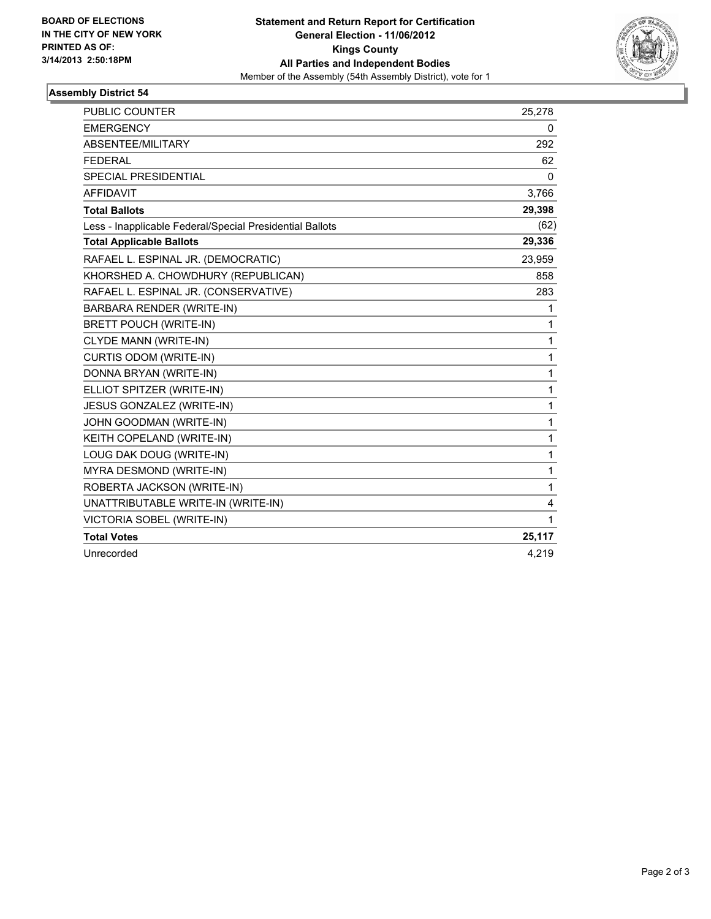**BOARD OF ELECTIONS IN THE CITY OF NEW YORK PRINTED AS OF: 3/14/2013 2:50:18PM**

**Statement and Return Report for Certification**
**General Election - 11/06/2012**
**Kings County**
**All Parties and Independent Bodies**
Member of the Assembly (54th Assembly District), vote for 1

## Assembly District 54

| | |
|---|---|
| PUBLIC COUNTER | 25,278 |
| EMERGENCY | 0 |
| ABSENTEE/MILITARY | 292 |
| FEDERAL | 62 |
| SPECIAL PRESIDENTIAL | 0 |
| AFFIDAVIT | 3,766 |
| **Total Ballots** | **29,398** |
| Less - Inapplicable Federal/Special Presidential Ballots | (62) |
| **Total Applicable Ballots** | **29,336** |
| RAFAEL L. ESPINAL JR. (DEMOCRATIC) | 23,959 |
| KHORSHED A. CHOWDHURY (REPUBLICAN) | 858 |
| RAFAEL L. ESPINAL JR. (CONSERVATIVE) | 283 |
| BARBARA RENDER (WRITE-IN) | 1 |
| BRETT POUCH (WRITE-IN) | 1 |
| CLYDE MANN (WRITE-IN) | 1 |
| CURTIS ODOM (WRITE-IN) | 1 |
| DONNA BRYAN (WRITE-IN) | 1 |
| ELLIOT SPITZER (WRITE-IN) | 1 |
| JESUS GONZALEZ (WRITE-IN) | 1 |
| JOHN GOODMAN (WRITE-IN) | 1 |
| KEITH COPELAND (WRITE-IN) | 1 |
| LOUG DAK DOUG (WRITE-IN) | 1 |
| MYRA DESMOND (WRITE-IN) | 1 |
| ROBERTA JACKSON (WRITE-IN) | 1 |
| UNATTRIBUTABLE WRITE-IN (WRITE-IN) | 4 |
| VICTORIA SOBEL (WRITE-IN) | 1 |
| **Total Votes** | **25,117** |
| Unrecorded | 4,219 |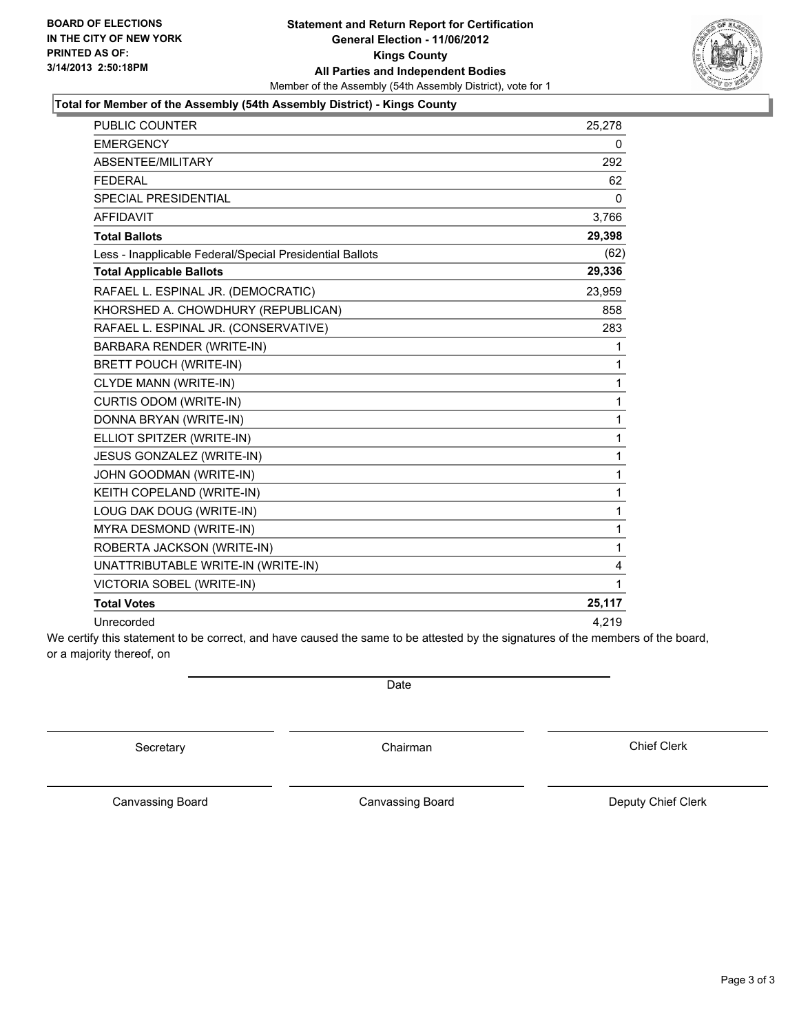**BOARD OF ELECTIONS IN THE CITY OF NEW YORK PRINTED AS OF: 3/14/2013 2:50:18PM**

**Statement and Return Report for Certification**
**General Election - 11/06/2012**
**Kings County**
**All Parties and Independent Bodies**
Member of the Assembly (54th Assembly District), vote for 1

### Total for Member of the Assembly (54th Assembly District) - Kings County

| | |
|---|---|
| PUBLIC COUNTER | 25,278 |
| EMERGENCY | 0 |
| ABSENTEE/MILITARY | 292 |
| FEDERAL | 62 |
| SPECIAL PRESIDENTIAL | 0 |
| AFFIDAVIT | 3,766 |
| **Total Ballots** | **29,398** |
| Less - Inapplicable Federal/Special Presidential Ballots | (62) |
| **Total Applicable Ballots** | **29,336** |
| RAFAEL L. ESPINAL JR. (DEMOCRATIC) | 23,959 |
| KHORSHED A. CHOWDHURY (REPUBLICAN) | 858 |
| RAFAEL L. ESPINAL JR. (CONSERVATIVE) | 283 |
| BARBARA RENDER (WRITE-IN) | 1 |
| BRETT POUCH (WRITE-IN) | 1 |
| CLYDE MANN (WRITE-IN) | 1 |
| CURTIS ODOM (WRITE-IN) | 1 |
| DONNA BRYAN (WRITE-IN) | 1 |
| ELLIOT SPITZER (WRITE-IN) | 1 |
| JESUS GONZALEZ (WRITE-IN) | 1 |
| JOHN GOODMAN (WRITE-IN) | 1 |
| KEITH COPELAND (WRITE-IN) | 1 |
| LOUG DAK DOUG (WRITE-IN) | 1 |
| MYRA DESMOND (WRITE-IN) | 1 |
| ROBERTA JACKSON (WRITE-IN) | 1 |
| UNATTRIBUTABLE WRITE-IN (WRITE-IN) | 4 |
| VICTORIA SOBEL (WRITE-IN) | 1 |
| **Total Votes** | **25,117** |
| Unrecorded | 4,219 |

We certify this statement to be correct, and have caused the same to be attested by the signatures of the members of the board, or a majority thereof, on

Date

Secretary

Chairman

Chief Clerk

Canvassing Board

Canvassing Board

Deputy Chief Clerk